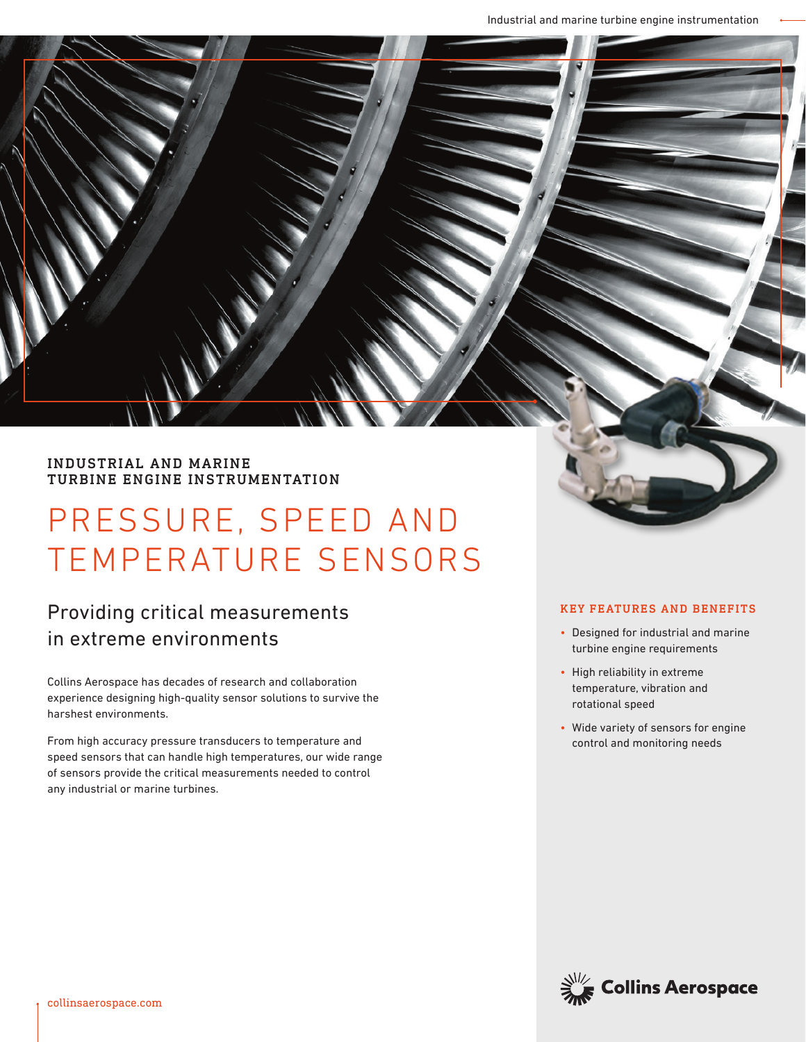INDUSTRIAL AND MARINE TURBINE ENGINE INSTRUMENTATION

# PRESSURE, SPEED AND TEMPERATURE SENSORS

## Providing critical measurements in extreme environments

Collins Aerospace has decades of research and collaboration experience designing high-quality sensor solutions to survive the harshest environments.

From high accuracy pressure transducers to temperature and speed sensors that can handle high temperatures, our wide range of sensors provide the critical measurements needed to control any industrial or marine turbines.

### KEY FEATURES AND BENEFITS

- Designed for industrial and marine turbine engine requirements
- High reliability in extreme temperature, vibration and rotational speed
- Wide variety of sensors for engine control and monitoring needs

collinsaerospace.com

Collins Aerospace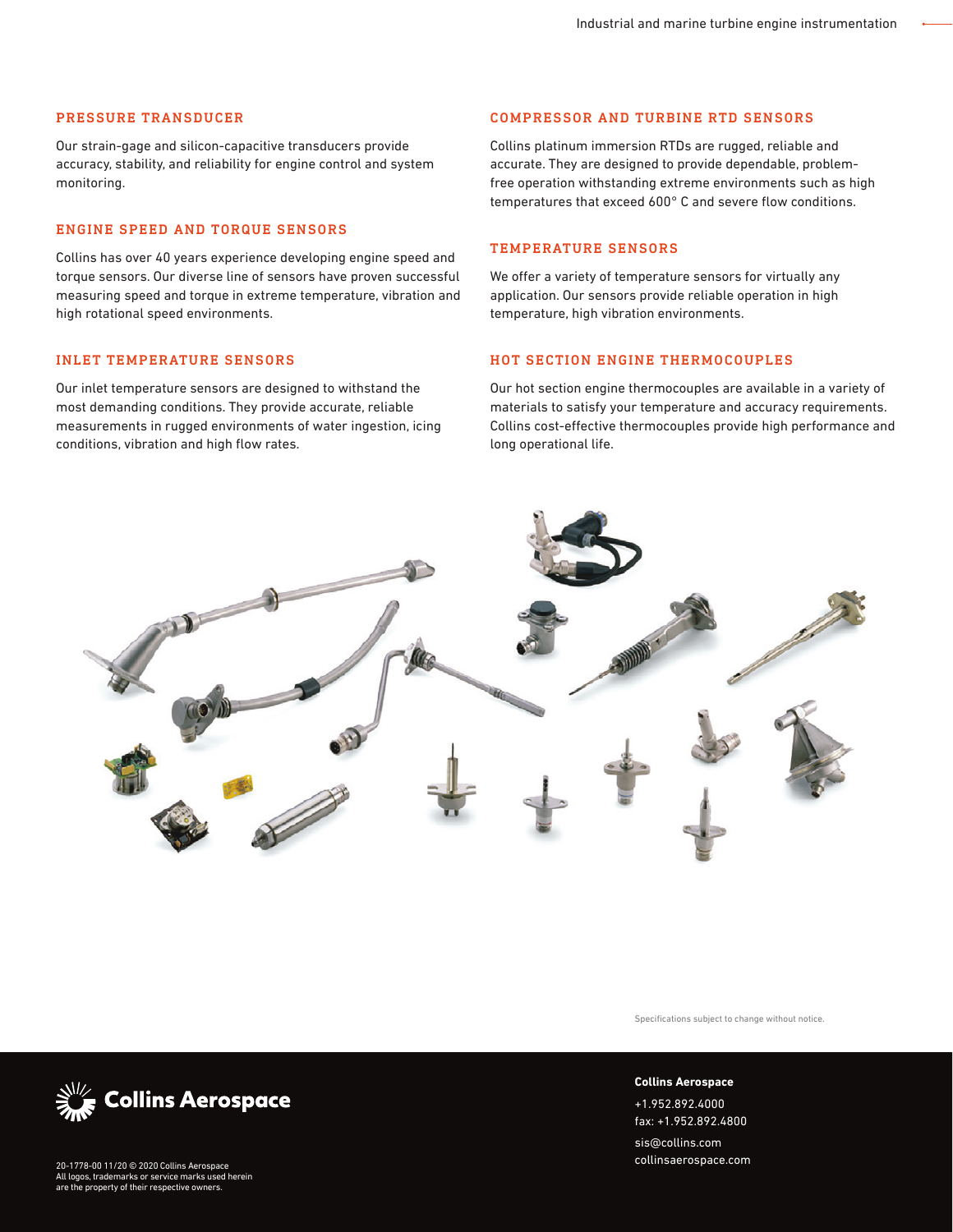## PRESSURE TRANSDUCER

Our strain-gage and silicon-capacitive transducers provide accuracy, stability, and reliability for engine control and system monitoring.

## ENGINE SPEED AND TORQUE SENSORS

Collins has over 40 years experience developing engine speed and torque sensors. Our diverse line of sensors have proven successful measuring speed and torque in extreme temperature, vibration and high rotational speed environments.

## INLET TEMPERATURE SENSORS

Our inlet temperature sensors are designed to withstand the most demanding conditions. They provide accurate, reliable measurements in rugged environments of water ingestion, icing conditions, vibration and high flow rates.

## COMPRESSOR AND TURBINE RTD SENSORS

Collins platinum immersion RTDs are rugged, reliable and accurate. They are designed to provide dependable, problem-free operation withstanding extreme environments such as high temperatures that exceed 600° C and severe flow conditions.

## TEMPERATURE SENSORS

We offer a variety of temperature sensors for virtually any application. Our sensors provide reliable operation in high temperature, high vibration environments.

## HOT SECTION ENGINE THERMOCOUPLES

Our hot section engine thermocouples are available in a variety of materials to satisfy your temperature and accuracy requirements. Collins cost-effective thermocouples provide high performance and long operational life.

Specifications subject to change without notice.

Collins Aerospace

20-1778-00 11/20 © 2020 Collins Aerospace
All logos, trademarks or service marks used herein are the property of their respective owners.

**Collins Aerospace**

+1.952.892.4000
fax: +1.952.892.4800

sis@collins.com
collinsaerospace.com